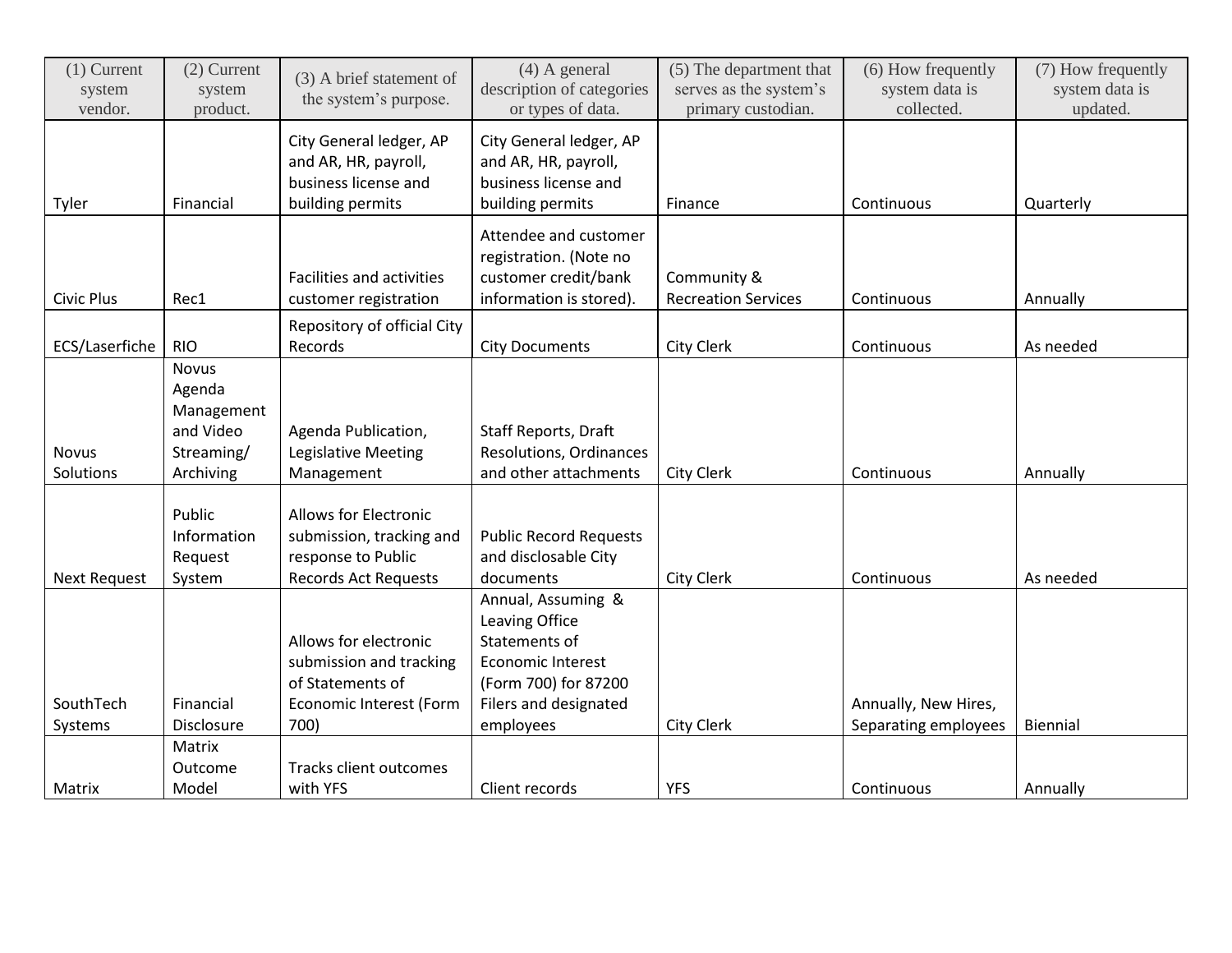| (1) Current system vendor. | (2) Current system product. | (3) A brief statement of the system's purpose. | (4) A general description of categories or types of data. | (5) The department that serves as the system's primary custodian. | (6) How frequently system data is collected. | (7) How frequently system data is updated. |
|---|---|---|---|---|---|---|
| Tyler | Financial | City General ledger, AP and AR, HR, payroll, business license and building permits | City General ledger, AP and AR, HR, payroll, business license and building permits | Finance | Continuous | Quarterly |
| Civic Plus | Rec1 | Facilities and activities customer registration | Attendee and customer registration. (Note no customer credit/bank information is stored). | Community & Recreation Services | Continuous | Annually |
| ECS/Laserfiche | RIO | Repository of official City Records | City Documents | City Clerk | Continuous | As needed |
| Novus Solutions | Novus Agenda Management and Video Streaming/ Archiving | Agenda Publication, Legislative Meeting Management | Staff Reports, Draft Resolutions, Ordinances and other attachments | City Clerk | Continuous | Annually |
| Next Request | Public Information Request System | Allows for Electronic submission, tracking and response to Public Records Act Requests | Public Record Requests and disclosable City documents | City Clerk | Continuous | As needed |
| SouthTech Systems | Financial Disclosure | Allows for electronic submission and tracking of Statements of Economic Interest (Form 700) | Annual, Assuming & Leaving Office Statements of Economic Interest (Form 700) for 87200 Filers and designated employees | City Clerk | Annually, New Hires, Separating employees | Biennial |
| Matrix | Matrix Outcome Model | Tracks client outcomes with YFS | Client records | YFS | Continuous | Annually |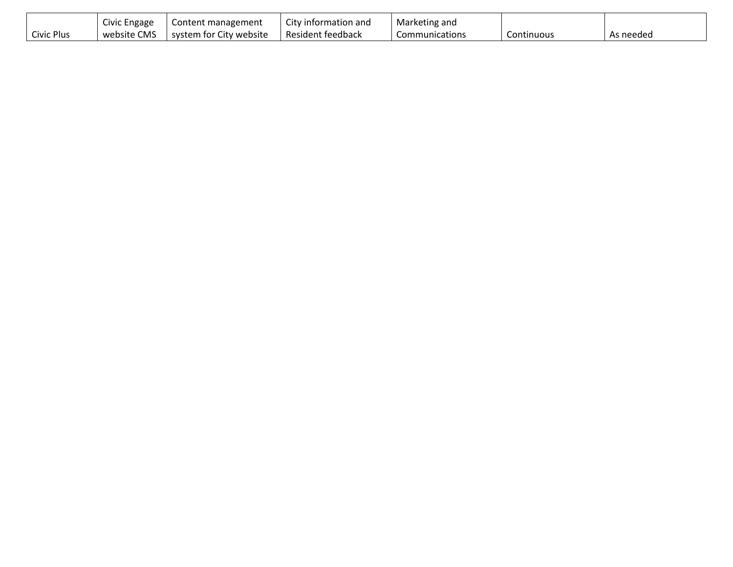| | | | | | | |
|---|---|---|---|---|---|---|
| Civic Plus | Civic Engage website CMS | Content management system for City website | City information and Resident feedback | Marketing and Communications | Continuous | As needed |